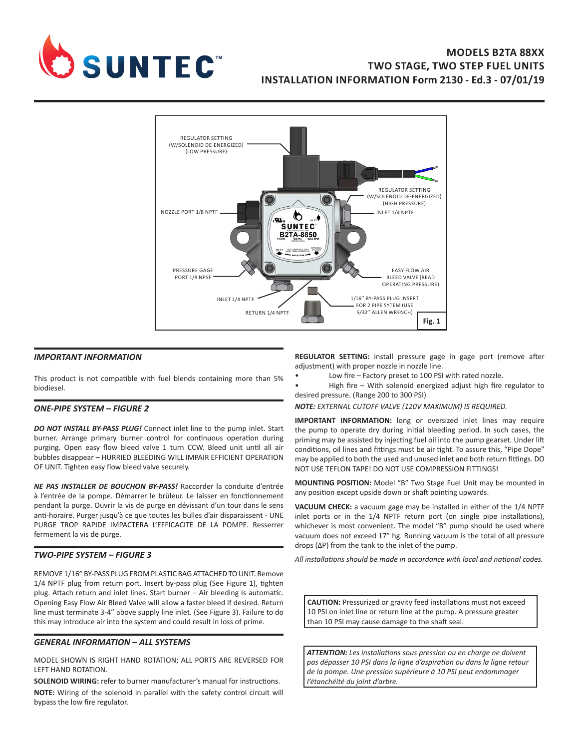# MODELS B2TA 88XX
# TWO STAGE, TWO STEP FUEL UNITS
# INSTALLATION INFORMATION Form 2130 - Ed.3 - 07/01/19

REGULATOR SETTING (W/SOLENOID DE-ENERGIZED) (LOW PRESSURE)

REGULATOR SETTING (W/SOLENOID DE-ENERGIZED) (HIGH PRESSURE)

NOZZLE PORT 1/8 NPTF

INLET 1/4 NPTF

PRESSURE GAGE PORT 1/8 NPSF

EASY FLOW AIR BLEED VALVE (READ OPERATING PRESSURE)

INLET 1/4 NPTF

RETURN 1/4 NPTF

1/16'' BY-PASS PLUG INSERT FOR 2 PIPE SYTEM (USE 5/32'' ALLEN WRENCH)

**Fig. 1**

## IMPORTANT INFORMATION

This product is not compatible with fuel blends containing more than 5% biodiesel.

## ONE-PIPE SYSTEM – FIGURE 2

***DO NOT INSTALL BY-PASS PLUG!*** Connect inlet line to the pump inlet. Start burner. Arrange primary burner control for continuous operation during purging. Open easy flow bleed valve 1 turn CCW. Bleed unit until all air bubbles disappear – HURRIED BLEEDING WILL IMPAIR EFFICIENT OPERATION OF UNIT. Tighten easy flow bleed valve securely.

***NE PAS INSTALLER DE BOUCHON BY-PASS!*** Raccorder la conduite d'entrée à l'entrée de la pompe. Démarrer le brûleur. Le laisser en fonctionnement pendant la purge. Ouvrir la vis de purge en dévissant d'un tour dans le sens anti-horaire. Purger jusqu'à ce que toutes les bulles d'air disparaissent - UNE PURGE TROP RAPIDE IMPACTERA L'EFFICACITE DE LA POMPE. Resserrer fermement la vis de purge.

## TWO-PIPE SYSTEM – FIGURE 3

REMOVE 1/16" BY-PASS PLUG FROM PLASTIC BAG ATTACHED TO UNIT. Remove 1/4 NPTF plug from return port. Insert by-pass plug (See Figure 1), tighten plug. Attach return and inlet lines. Start burner – Air bleeding is automatic. Opening Easy Flow Air Bleed Valve will allow a faster bleed if desired. Return line must terminate 3-4" above supply line inlet. (See Figure 3). Failure to do this may introduce air into the system and could result in loss of prime.

## GENERAL INFORMATION – ALL SYSTEMS

MODEL SHOWN IS RIGHT HAND ROTATION; ALL PORTS ARE REVERSED FOR LEFT HAND ROTATION.

**SOLENOID WIRING:** refer to burner manufacturer's manual for instructions.

**NOTE:** Wiring of the solenoid in parallel with the safety control circuit will bypass the low fire regulator.

**REGULATOR SETTING:** install pressure gage in gage port (remove after adjustment) with proper nozzle in nozzle line.

- Low fire – Factory preset to 100 PSI with rated nozzle.
- High fire – With solenoid energized adjust high fire regulator to desired pressure. (Range 200 to 300 PSI)

***NOTE:** EXTERNAL CUTOFF VALVE (120V MAXIMUM) IS REQUIRED.*

**IMPORTANT INFORMATION:** long or oversized inlet lines may require the pump to operate dry during initial bleeding period. In such cases, the priming may be assisted by injecting fuel oil into the pump gearset. Under lift conditions, oil lines and fittings must be air tight. To assure this, "Pipe Dope" may be applied to both the used and unused inlet and both return fittings. DO NOT USE TEFLON TAPE! DO NOT USE COMPRESSION FITTINGS!

**MOUNTING POSITION:** Model "B" Two Stage Fuel Unit may be mounted in any position except upside down or shaft pointing upwards.

**VACUUM CHECK:** a vacuum gage may be installed in either of the 1/4 NPTF inlet ports or in the 1/4 NPTF return port (on single pipe installations), whichever is most convenient. The model "B" pump should be used where vacuum does not exceed 17" hg. Running vacuum is the total of all pressure drops (ΔP) from the tank to the inlet of the pump.

*All installations should be made in accordance with local and national codes.*

**CAUTION:** Pressurized or gravity feed installations must not exceed 10 PSI on inlet line or return line at the pump. A pressure greater than 10 PSI may cause damage to the shaft seal.

***ATTENTION:** Les installations sous pression ou en charge ne doivent pas dépasser 10 PSI dans la ligne d'aspiration ou dans la ligne retour de la pompe. Une pression supérieure à 10 PSI peut endommager l'étanchéité du joint d'arbre.*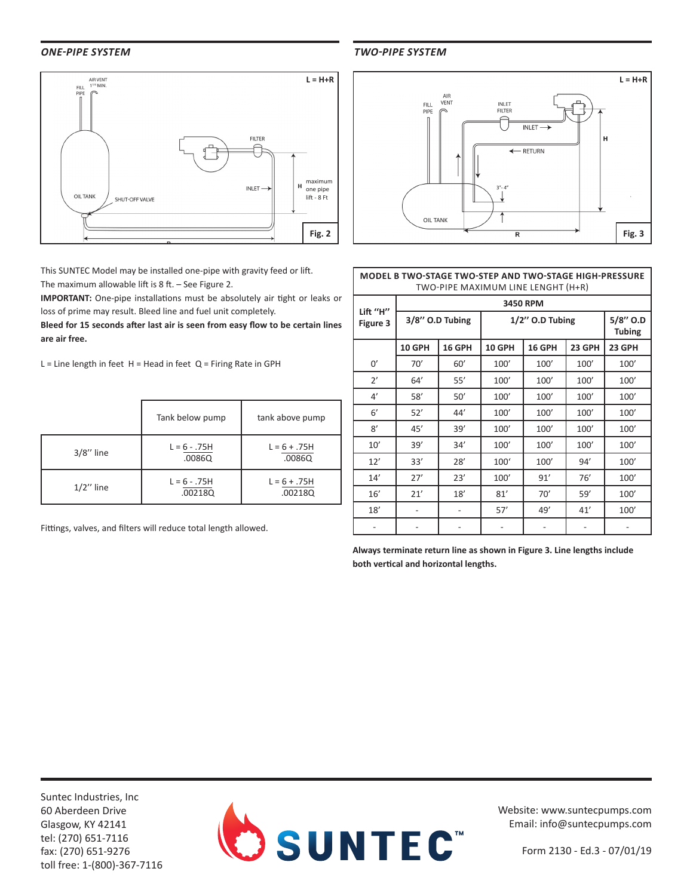## *ONE-PIPE SYSTEM*

L = H+R

AIR VENT
FILL PIPE
FILTER
INLET
H
maximum one pipe lift - 8 Ft
OIL TANK
SHUT-OFF VALVE
R

Fig. 2

## *TWO-PIPE SYSTEM*

L = H+R

AIR VENT
FILL PIPE
INLET FILTER
INLET
RETURN
H
3"- 4"
OIL TANK
R

Fig. 3

This SUNTEC Model may be installed one-pipe with gravity feed or lift. The maximum allowable lift is 8 ft. – See Figure 2.

**IMPORTANT:** One-pipe installations must be absolutely air tight or leaks or loss of prime may result. Bleed line and fuel unit completely.

**Bleed for 15 seconds after last air is seen from easy flow to be certain lines are air free.**

L = Line length in feet H = Head in feet Q = Firing Rate in GPH

| | Tank below pump | tank above pump |
|---|---|---|
| 3/8'' line | $L = \frac{6 - .75H}{.0086Q}$ | $L = \frac{6 + .75H}{.0086Q}$ |
| 1/2'' line | $L = \frac{6 - .75H}{.00218Q}$ | $L = \frac{6 + .75H}{.00218Q}$ |

Fittings, valves, and filters will reduce total length allowed.

**MODEL B TWO-STAGE TWO-STEP AND TWO-STAGE HIGH-PRESSURE**
TWO-PIPE MAXIMUM LINE LENGHT (H+R)

| Lift "H" Figure 3 | 3450 RPM | | | | | |
|---|---|---|---|---|---|---|
| | 3/8'' O.D Tubing | | 1/2'' O.D Tubing | | | 5/8'' O.D Tubing |
| | 10 GPH | 16 GPH | 10 GPH | 16 GPH | 23 GPH | 23 GPH |
| 0' | 70' | 60' | 100' | 100' | 100' | 100' |
| 2' | 64' | 55' | 100' | 100' | 100' | 100' |
| 4' | 58' | 50' | 100' | 100' | 100' | 100' |
| 6' | 52' | 44' | 100' | 100' | 100' | 100' |
| 8' | 45' | 39' | 100' | 100' | 100' | 100' |
| 10' | 39' | 34' | 100' | 100' | 100' | 100' |
| 12' | 33' | 28' | 100' | 100' | 94' | 100' |
| 14' | 27' | 23' | 100' | 91' | 76' | 100' |
| 16' | 21' | 18' | 81' | 70' | 59' | 100' |
| 18' | - | - | 57' | 49' | 41' | 100' |
| - | - | - | - | - | - | - |

**Always terminate return line as shown in Figure 3. Line lengths include both vertical and horizontal lengths.**

Suntec Industries, Inc
60 Aberdeen Drive
Glasgow, KY 42141
tel: (270) 651-7116
fax: (270) 651-9276
toll free: 1-(800)-367-7116

SUNTEC™

Website: www.suntecpumps.com
Email: info@suntecpumps.com

Form 2130 - Ed.3 - 07/01/19